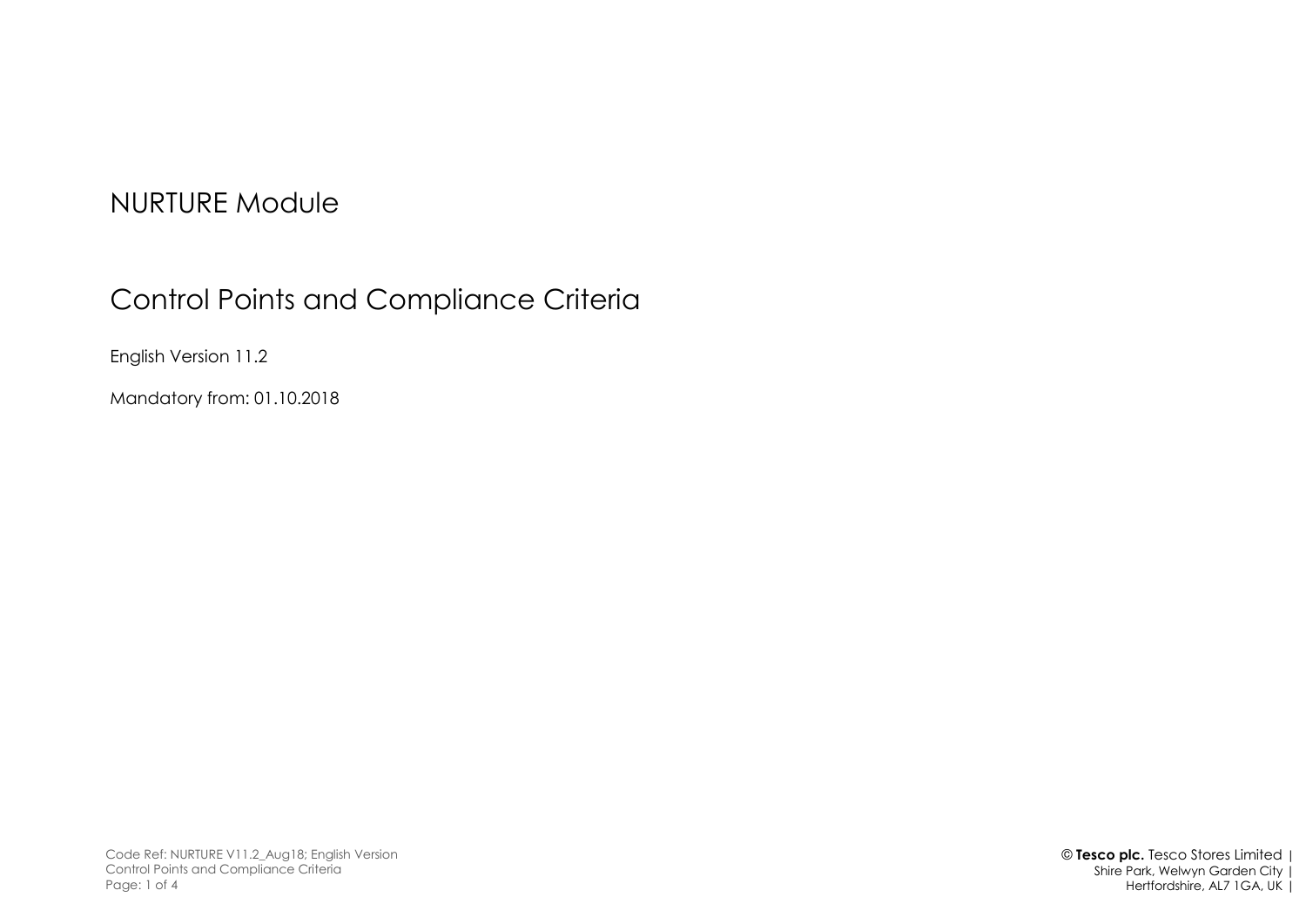# NURTURE Module

# Control Points and Compliance Criteria

English Version 11.2

Mandatory from: 01.10.2018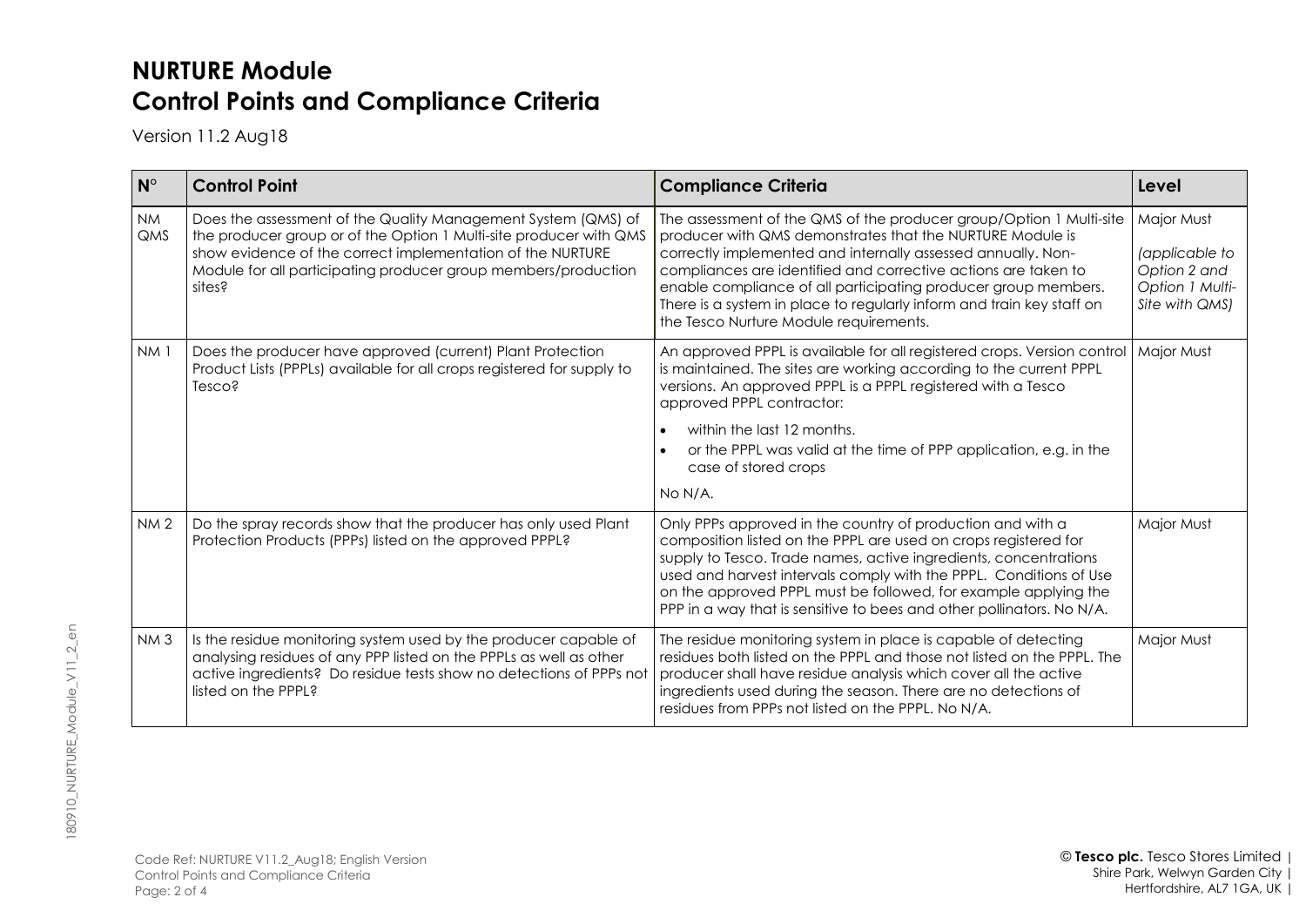# NURTURE Module
# Control Points and Compliance Criteria

Version 11.2 Aug18

| N° | Control Point | Compliance Criteria | Level |
|---|---|---|---|
| NM QMS | Does the assessment of the Quality Management System (QMS) of the producer group or of the Option 1 Multi-site producer with QMS show evidence of the correct implementation of the NURTURE Module for all participating producer group members/production sites? | The assessment of the QMS of the producer group/Option 1 Multi-site producer with QMS demonstrates that the NURTURE Module is correctly implemented and internally assessed annually. Non-compliances are identified and corrective actions are taken to enable compliance of all participating producer group members. There is a system in place to regularly inform and train key staff on the Tesco Nurture Module requirements. | Major Must *(applicable to Option 2 and Option 1 Multi-Site with QMS)* |
| NM 1 | Does the producer have approved (current) Plant Protection Product Lists (PPPLs) available for all crops registered for supply to Tesco? | An approved PPPL is available for all registered crops. Version control is maintained. The sites are working according to the current PPPL versions. An approved PPPL is a PPPL registered with a Tesco approved PPPL contractor: <br>• within the last 12 months. <br>• or the PPPL was valid at the time of PPP application, e.g. in the case of stored crops <br>No N/A. | Major Must |
| NM 2 | Do the spray records show that the producer has only used Plant Protection Products (PPPs) listed on the approved PPPL? | Only PPPs approved in the country of production and with a composition listed on the PPPL are used on crops registered for supply to Tesco. Trade names, active ingredients, concentrations used and harvest intervals comply with the PPPL. Conditions of Use on the approved PPPL must be followed, for example applying the PPP in a way that is sensitive to bees and other pollinators. No N/A. | Major Must |
| NM 3 | Is the residue monitoring system used by the producer capable of analysing residues of any PPP listed on the PPPLs as well as other active ingredients? Do residue tests show no detections of PPPs not listed on the PPPL? | The residue monitoring system in place is capable of detecting residues both listed on the PPPL and those not listed on the PPPL. The producer shall have residue analysis which cover all the active ingredients used during the season. There are no detections of residues from PPPs not listed on the PPPL. No N/A. | Major Must |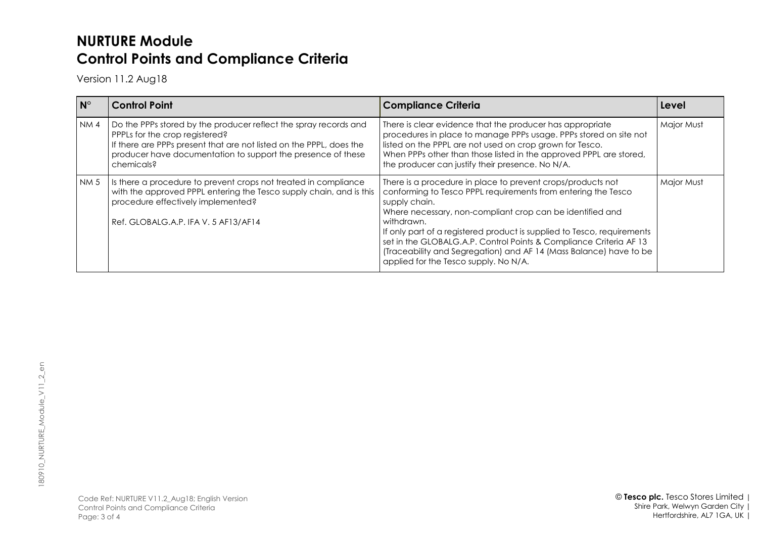# NURTURE Module
# Control Points and Compliance Criteria

Version 11.2 Aug18

| N° | Control Point | Compliance Criteria | Level |
|---|---|---|---|
| NM 4 | Do the PPPs stored by the producer reflect the spray records and PPPLs for the crop registered?<br>If there are PPPs present that are not listed on the PPPL, does the producer have documentation to support the presence of these chemicals? | There is clear evidence that the producer has appropriate procedures in place to manage PPPs usage. PPPs stored on site not listed on the PPPL are not used on crop grown for Tesco.<br>When PPPs other than those listed in the approved PPPL are stored, the producer can justify their presence. No N/A. | Major Must |
| NM 5 | Is there a procedure to prevent crops not treated in compliance with the approved PPPL entering the Tesco supply chain, and is this procedure effectively implemented?<br><br>Ref. GLOBALG.A.P. IFA V. 5 AF13/AF14 | There is a procedure in place to prevent crops/products not conforming to Tesco PPPL requirements from entering the Tesco supply chain.<br>Where necessary, non-compliant crop can be identified and withdrawn.<br>If only part of a registered product is supplied to Tesco, requirements set in the GLOBALG.A.P. Control Points & Compliance Criteria AF 13 (Traceability and Segregation) and AF 14 (Mass Balance) have to be applied for the Tesco supply. No N/A. | Major Must |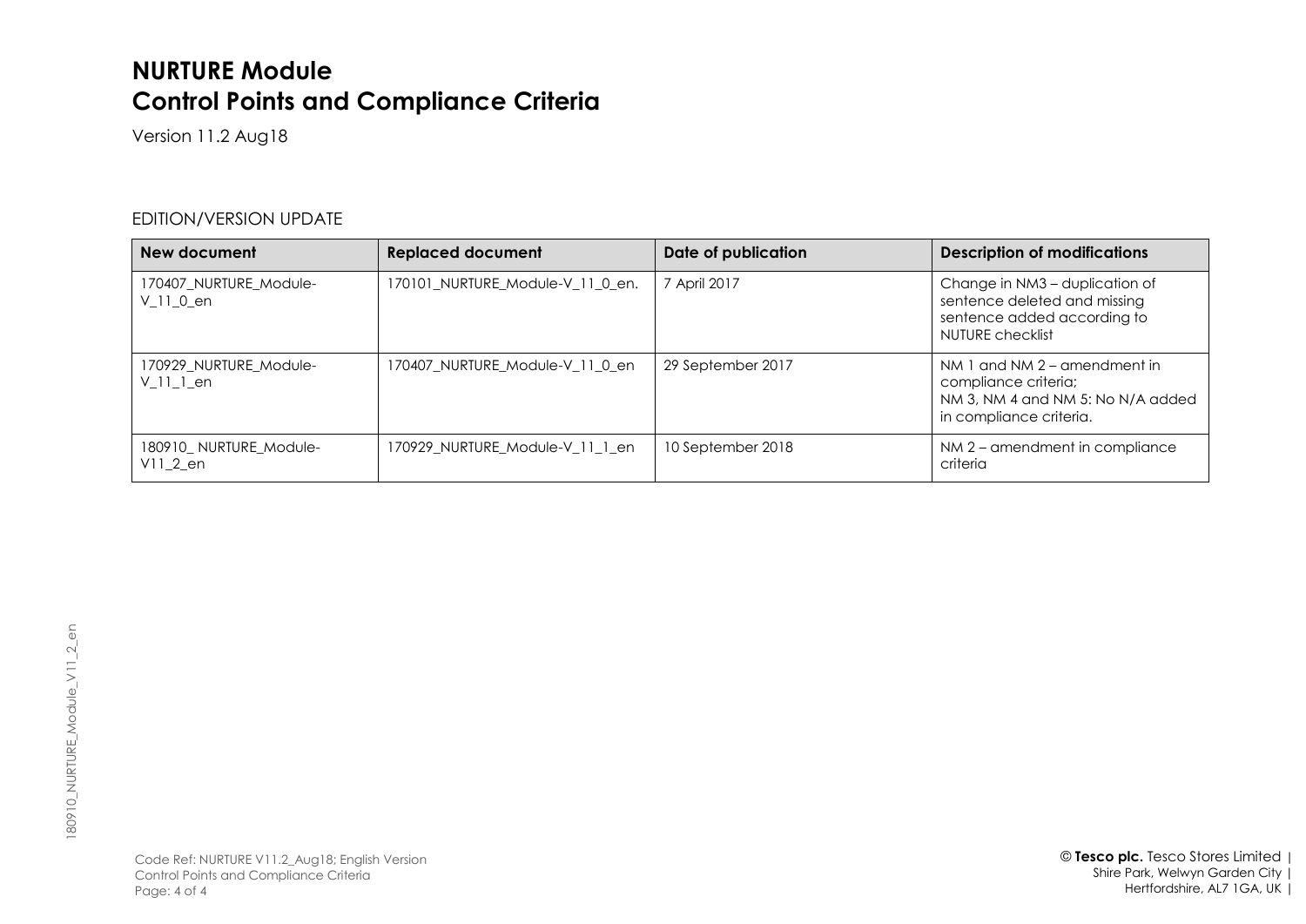# NURTURE Module
# Control Points and Compliance Criteria

Version 11.2 Aug18

EDITION/VERSION UPDATE

| New document | Replaced document | Date of publication | Description of modifications |
| --- | --- | --- | --- |
| 170407_NURTURE_Module-V_11_0_en | 170101_NURTURE_Module-V_11_0_en. | 7 April 2017 | Change in NM3 – duplication of sentence deleted and missing sentence added according to NUTURE checklist |
| 170929_NURTURE_Module-V_11_1_en | 170407_NURTURE_Module-V_11_0_en | 29 September 2017 | NM 1 and NM 2 – amendment in compliance criteria; NM 3, NM 4 and NM 5: No N/A added in compliance criteria. |
| 180910_ NURTURE_Module-V11_2_en | 170929_NURTURE_Module-V_11_1_en | 10 September 2018 | NM 2 – amendment in compliance criteria |